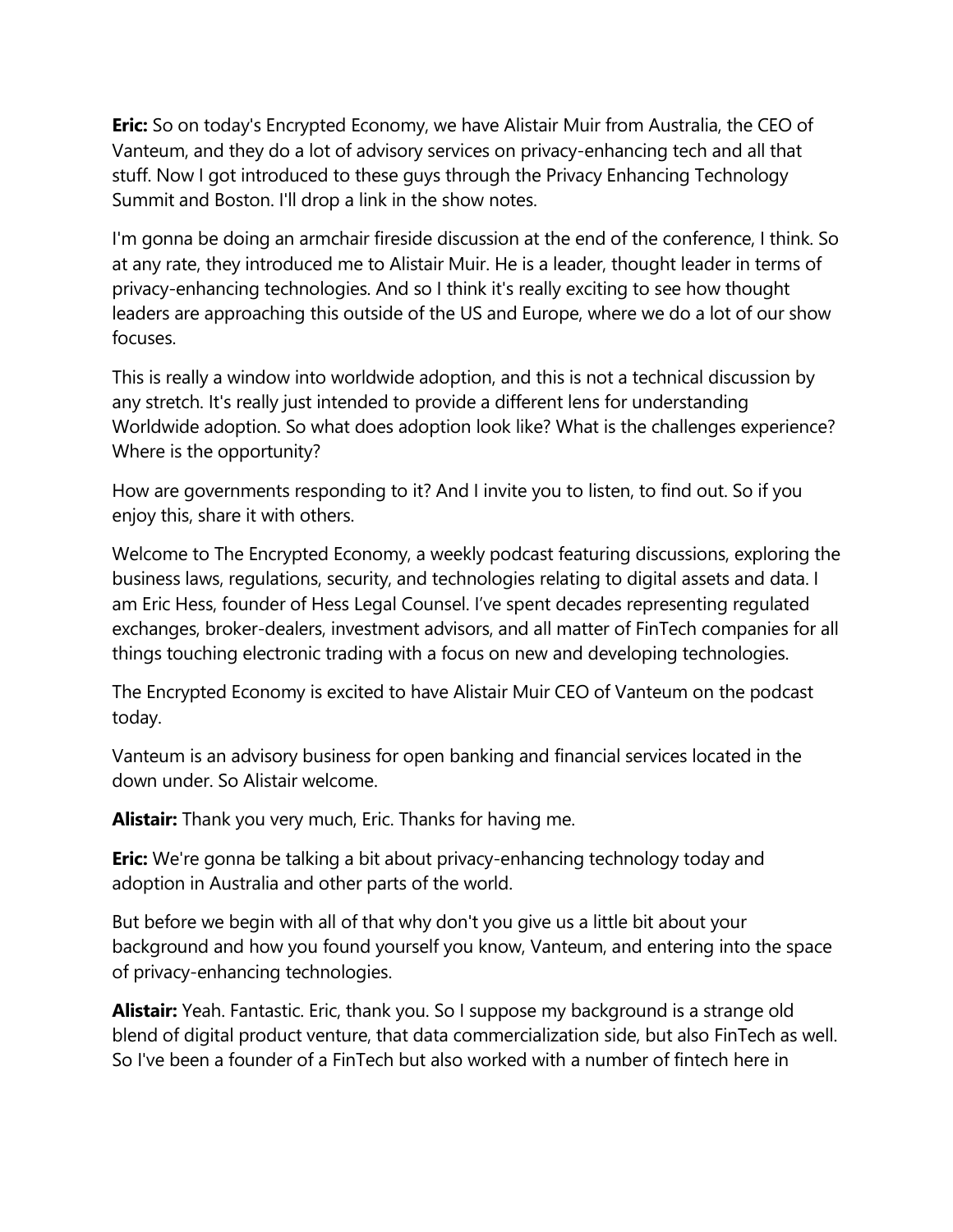**Eric:** So on today's Encrypted Economy, we have Alistair Muir from Australia, the CEO of Vanteum, and they do a lot of advisory services on privacy-enhancing tech and all that stuff. Now I got introduced to these guys through the Privacy Enhancing Technology Summit and Boston. I'll drop a link in the show notes.

I'm gonna be doing an armchair fireside discussion at the end of the conference, I think. So at any rate, they introduced me to Alistair Muir. He is a leader, thought leader in terms of privacy-enhancing technologies. And so I think it's really exciting to see how thought leaders are approaching this outside of the US and Europe, where we do a lot of our show focuses.

This is really a window into worldwide adoption, and this is not a technical discussion by any stretch. It's really just intended to provide a different lens for understanding Worldwide adoption. So what does adoption look like? What is the challenges experience? Where is the opportunity?

How are governments responding to it? And I invite you to listen, to find out. So if you enjoy this, share it with others.

Welcome to The Encrypted Economy, a weekly podcast featuring discussions, exploring the business laws, regulations, security, and technologies relating to digital assets and data. I am Eric Hess, founder of Hess Legal Counsel. I've spent decades representing regulated exchanges, broker-dealers, investment advisors, and all matter of FinTech companies for all things touching electronic trading with a focus on new and developing technologies.

The Encrypted Economy is excited to have Alistair Muir CEO of Vanteum on the podcast today.

Vanteum is an advisory business for open banking and financial services located in the down under. So Alistair welcome.

**Alistair:** Thank you very much, Eric. Thanks for having me.

**Eric:** We're gonna be talking a bit about privacy-enhancing technology today and adoption in Australia and other parts of the world.

But before we begin with all of that why don't you give us a little bit about your background and how you found yourself you know, Vanteum, and entering into the space of privacy-enhancing technologies.

**Alistair:** Yeah. Fantastic. Eric, thank you. So I suppose my background is a strange old blend of digital product venture, that data commercialization side, but also FinTech as well. So I've been a founder of a FinTech but also worked with a number of fintech here in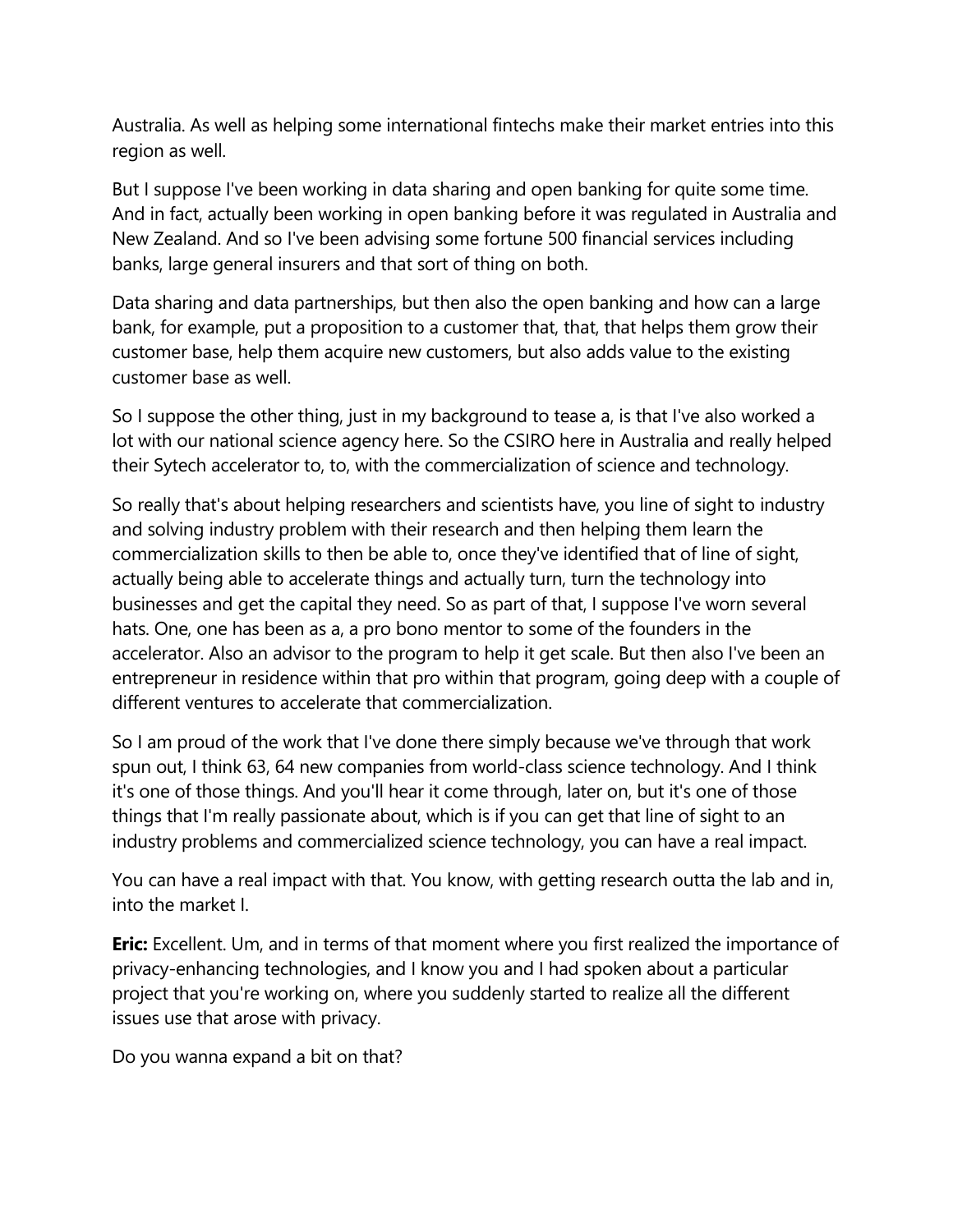Australia. As well as helping some international fintechs make their market entries into this region as well.

But I suppose I've been working in data sharing and open banking for quite some time. And in fact, actually been working in open banking before it was regulated in Australia and New Zealand. And so I've been advising some fortune 500 financial services including banks, large general insurers and that sort of thing on both.

Data sharing and data partnerships, but then also the open banking and how can a large bank, for example, put a proposition to a customer that, that, that helps them grow their customer base, help them acquire new customers, but also adds value to the existing customer base as well.

So I suppose the other thing, just in my background to tease a, is that I've also worked a lot with our national science agency here. So the CSIRO here in Australia and really helped their Sytech accelerator to, to, with the commercialization of science and technology.

So really that's about helping researchers and scientists have, you line of sight to industry and solving industry problem with their research and then helping them learn the commercialization skills to then be able to, once they've identified that of line of sight, actually being able to accelerate things and actually turn, turn the technology into businesses and get the capital they need. So as part of that, I suppose I've worn several hats. One, one has been as a, a pro bono mentor to some of the founders in the accelerator. Also an advisor to the program to help it get scale. But then also I've been an entrepreneur in residence within that pro within that program, going deep with a couple of different ventures to accelerate that commercialization.

So I am proud of the work that I've done there simply because we've through that work spun out, I think 63, 64 new companies from world-class science technology. And I think it's one of those things. And you'll hear it come through, later on, but it's one of those things that I'm really passionate about, which is if you can get that line of sight to an industry problems and commercialized science technology, you can have a real impact.

You can have a real impact with that. You know, with getting research outta the lab and in, into the market I.

**Eric:** Excellent. Um, and in terms of that moment where you first realized the importance of privacy-enhancing technologies, and I know you and I had spoken about a particular project that you're working on, where you suddenly started to realize all the different issues use that arose with privacy.

Do you wanna expand a bit on that?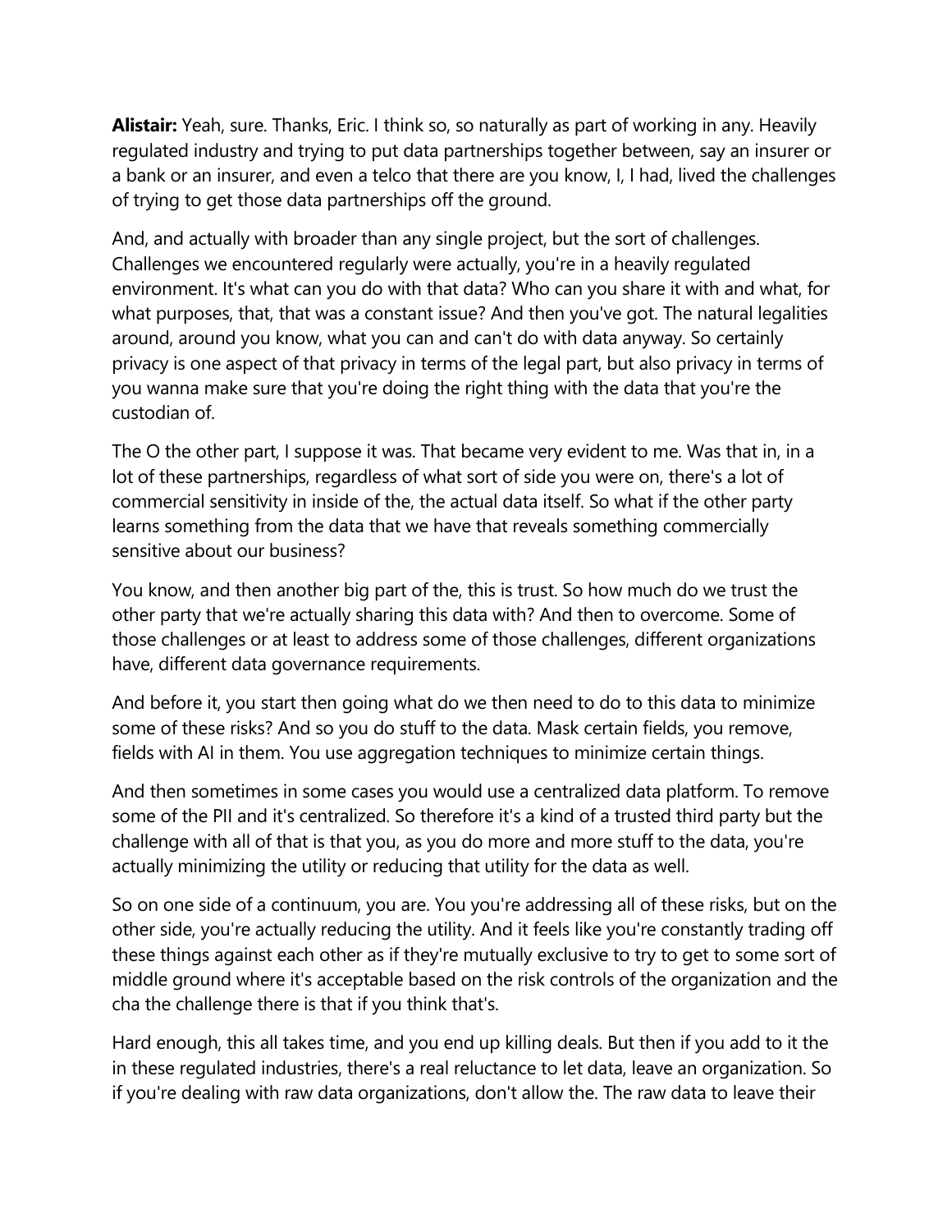**Alistair:** Yeah, sure. Thanks, Eric. I think so, so naturally as part of working in any. Heavily regulated industry and trying to put data partnerships together between, say an insurer or a bank or an insurer, and even a telco that there are you know, I, I had, lived the challenges of trying to get those data partnerships off the ground.

And, and actually with broader than any single project, but the sort of challenges. Challenges we encountered regularly were actually, you're in a heavily regulated environment. It's what can you do with that data? Who can you share it with and what, for what purposes, that, that was a constant issue? And then you've got. The natural legalities around, around you know, what you can and can't do with data anyway. So certainly privacy is one aspect of that privacy in terms of the legal part, but also privacy in terms of you wanna make sure that you're doing the right thing with the data that you're the custodian of.

The O the other part, I suppose it was. That became very evident to me. Was that in, in a lot of these partnerships, regardless of what sort of side you were on, there's a lot of commercial sensitivity in inside of the, the actual data itself. So what if the other party learns something from the data that we have that reveals something commercially sensitive about our business?

You know, and then another big part of the, this is trust. So how much do we trust the other party that we're actually sharing this data with? And then to overcome. Some of those challenges or at least to address some of those challenges, different organizations have, different data governance requirements.

And before it, you start then going what do we then need to do to this data to minimize some of these risks? And so you do stuff to the data. Mask certain fields, you remove, fields with AI in them. You use aggregation techniques to minimize certain things.

And then sometimes in some cases you would use a centralized data platform. To remove some of the PII and it's centralized. So therefore it's a kind of a trusted third party but the challenge with all of that is that you, as you do more and more stuff to the data, you're actually minimizing the utility or reducing that utility for the data as well.

So on one side of a continuum, you are. You you're addressing all of these risks, but on the other side, you're actually reducing the utility. And it feels like you're constantly trading off these things against each other as if they're mutually exclusive to try to get to some sort of middle ground where it's acceptable based on the risk controls of the organization and the cha the challenge there is that if you think that's.

Hard enough, this all takes time, and you end up killing deals. But then if you add to it the in these regulated industries, there's a real reluctance to let data, leave an organization. So if you're dealing with raw data organizations, don't allow the. The raw data to leave their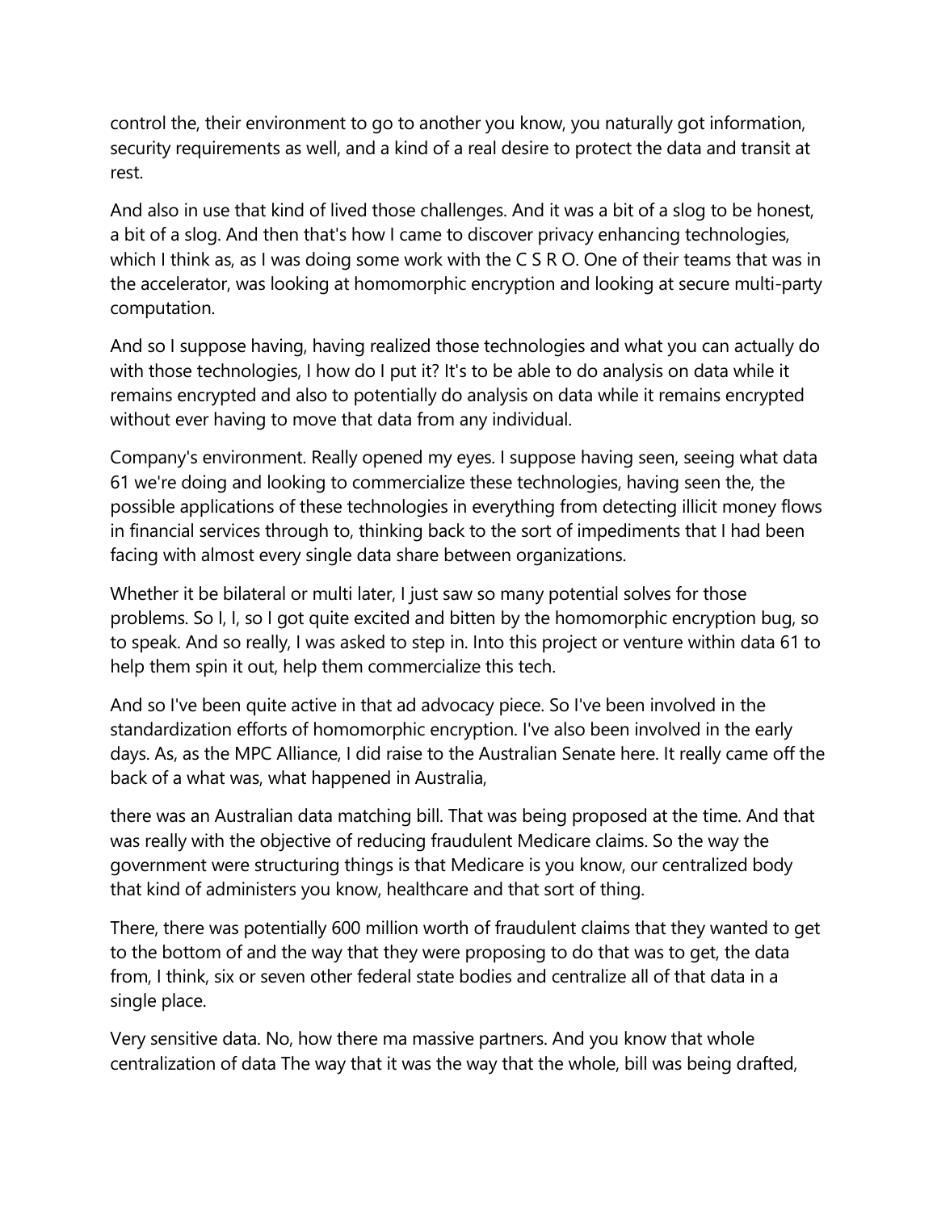control the, their environment to go to another you know, you naturally got information, security requirements as well, and a kind of a real desire to protect the data and transit at rest.

And also in use that kind of lived those challenges. And it was a bit of a slog to be honest, a bit of a slog. And then that's how I came to discover privacy enhancing technologies, which I think as, as I was doing some work with the C S R O. One of their teams that was in the accelerator, was looking at homomorphic encryption and looking at secure multi-party computation.

And so I suppose having, having realized those technologies and what you can actually do with those technologies, I how do I put it? It's to be able to do analysis on data while it remains encrypted and also to potentially do analysis on data while it remains encrypted without ever having to move that data from any individual.

Company's environment. Really opened my eyes. I suppose having seen, seeing what data 61 we're doing and looking to commercialize these technologies, having seen the, the possible applications of these technologies in everything from detecting illicit money flows in financial services through to, thinking back to the sort of impediments that I had been facing with almost every single data share between organizations.

Whether it be bilateral or multi later, I just saw so many potential solves for those problems. So I, I, so I got quite excited and bitten by the homomorphic encryption bug, so to speak. And so really, I was asked to step in. Into this project or venture within data 61 to help them spin it out, help them commercialize this tech.

And so I've been quite active in that ad advocacy piece. So I've been involved in the standardization efforts of homomorphic encryption. I've also been involved in the early days. As, as the MPC Alliance, I did raise to the Australian Senate here. It really came off the back of a what was, what happened in Australia,

there was an Australian data matching bill. That was being proposed at the time. And that was really with the objective of reducing fraudulent Medicare claims. So the way the government were structuring things is that Medicare is you know, our centralized body that kind of administers you know, healthcare and that sort of thing.

There, there was potentially 600 million worth of fraudulent claims that they wanted to get to the bottom of and the way that they were proposing to do that was to get, the data from, I think, six or seven other federal state bodies and centralize all of that data in a single place.

Very sensitive data. No, how there ma massive partners. And you know that whole centralization of data The way that it was the way that the whole, bill was being drafted,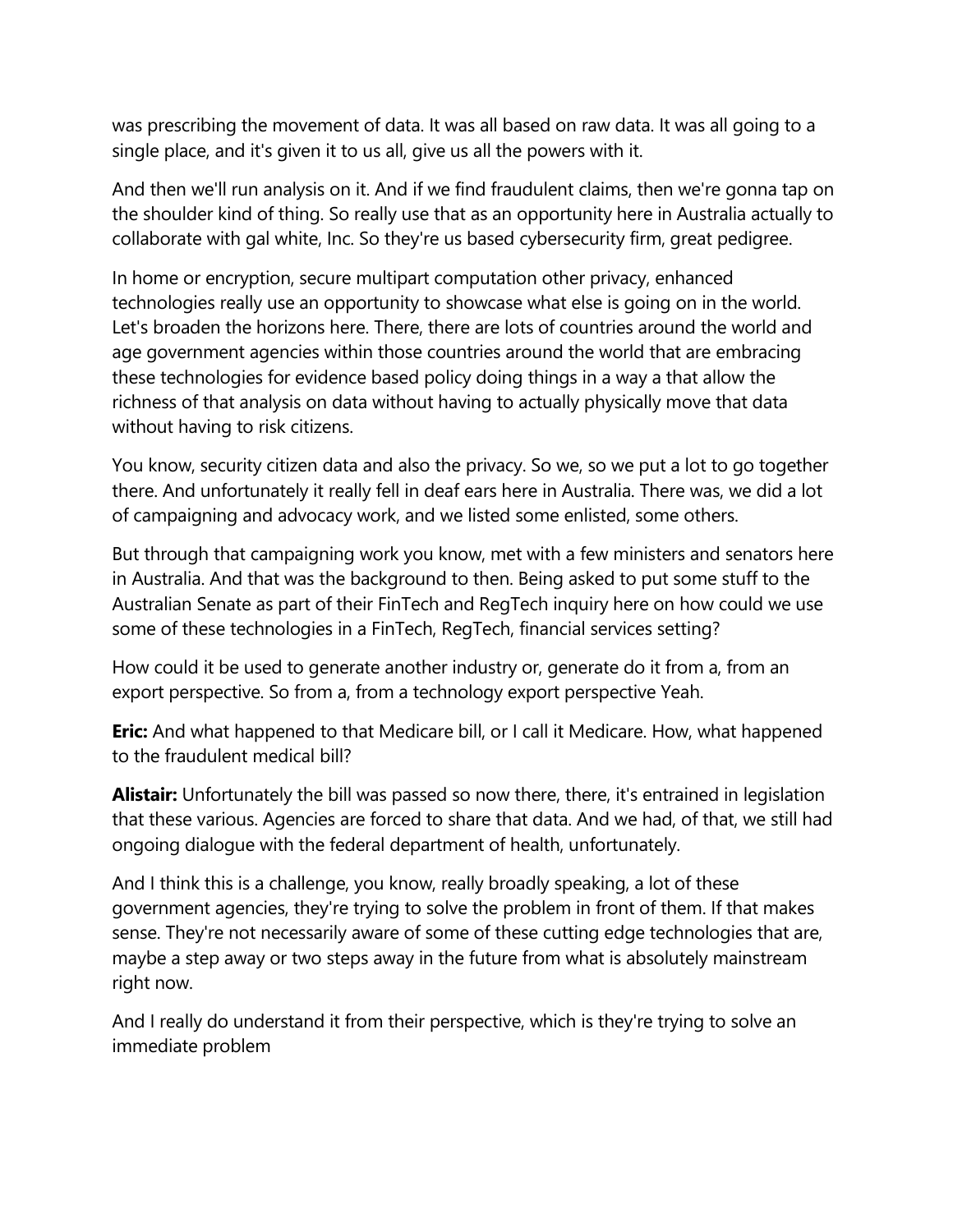was prescribing the movement of data. It was all based on raw data. It was all going to a single place, and it's given it to us all, give us all the powers with it.

And then we'll run analysis on it. And if we find fraudulent claims, then we're gonna tap on the shoulder kind of thing. So really use that as an opportunity here in Australia actually to collaborate with gal white, Inc. So they're us based cybersecurity firm, great pedigree.

In home or encryption, secure multipart computation other privacy, enhanced technologies really use an opportunity to showcase what else is going on in the world. Let's broaden the horizons here. There, there are lots of countries around the world and age government agencies within those countries around the world that are embracing these technologies for evidence based policy doing things in a way a that allow the richness of that analysis on data without having to actually physically move that data without having to risk citizens.

You know, security citizen data and also the privacy. So we, so we put a lot to go together there. And unfortunately it really fell in deaf ears here in Australia. There was, we did a lot of campaigning and advocacy work, and we listed some enlisted, some others.

But through that campaigning work you know, met with a few ministers and senators here in Australia. And that was the background to then. Being asked to put some stuff to the Australian Senate as part of their FinTech and RegTech inquiry here on how could we use some of these technologies in a FinTech, RegTech, financial services setting?

How could it be used to generate another industry or, generate do it from a, from an export perspective. So from a, from a technology export perspective Yeah.

**Eric:** And what happened to that Medicare bill, or I call it Medicare. How, what happened to the fraudulent medical bill?

**Alistair:** Unfortunately the bill was passed so now there, there, it's entrained in legislation that these various. Agencies are forced to share that data. And we had, of that, we still had ongoing dialogue with the federal department of health, unfortunately.

And I think this is a challenge, you know, really broadly speaking, a lot of these government agencies, they're trying to solve the problem in front of them. If that makes sense. They're not necessarily aware of some of these cutting edge technologies that are, maybe a step away or two steps away in the future from what is absolutely mainstream right now.

And I really do understand it from their perspective, which is they're trying to solve an immediate problem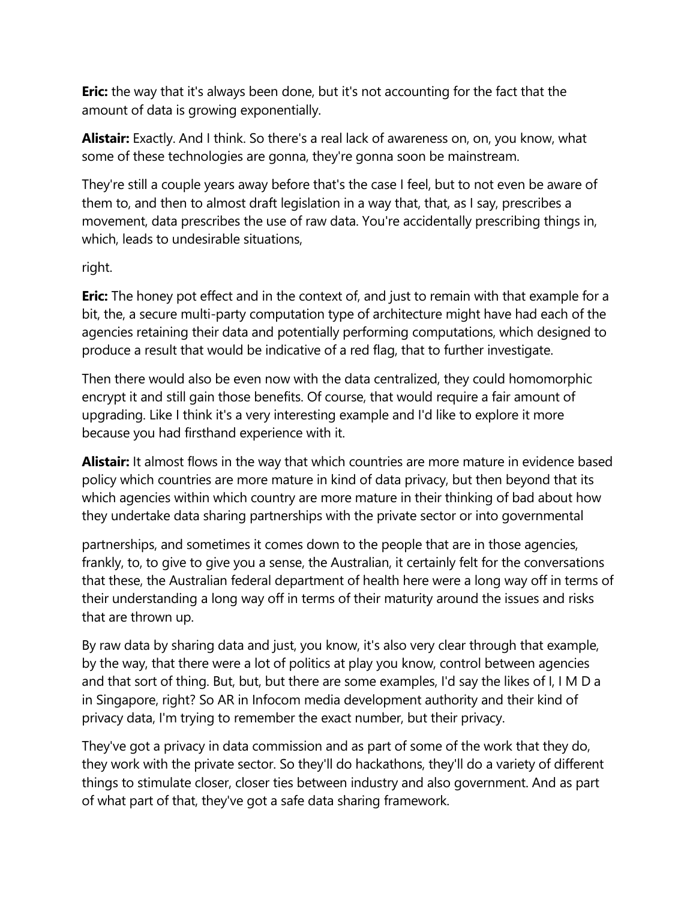**Eric:** the way that it's always been done, but it's not accounting for the fact that the amount of data is growing exponentially.

**Alistair:** Exactly. And I think. So there's a real lack of awareness on, on, you know, what some of these technologies are gonna, they're gonna soon be mainstream.

They're still a couple years away before that's the case I feel, but to not even be aware of them to, and then to almost draft legislation in a way that, that, as I say, prescribes a movement, data prescribes the use of raw data. You're accidentally prescribing things in, which, leads to undesirable situations,

right.

**Eric:** The honey pot effect and in the context of, and just to remain with that example for a bit, the, a secure multi-party computation type of architecture might have had each of the agencies retaining their data and potentially performing computations, which designed to produce a result that would be indicative of a red flag, that to further investigate.

Then there would also be even now with the data centralized, they could homomorphic encrypt it and still gain those benefits. Of course, that would require a fair amount of upgrading. Like I think it's a very interesting example and I'd like to explore it more because you had firsthand experience with it.

**Alistair:** It almost flows in the way that which countries are more mature in evidence based policy which countries are more mature in kind of data privacy, but then beyond that its which agencies within which country are more mature in their thinking of bad about how they undertake data sharing partnerships with the private sector or into governmental

partnerships, and sometimes it comes down to the people that are in those agencies, frankly, to, to give to give you a sense, the Australian, it certainly felt for the conversations that these, the Australian federal department of health here were a long way off in terms of their understanding a long way off in terms of their maturity around the issues and risks that are thrown up.

By raw data by sharing data and just, you know, it's also very clear through that example, by the way, that there were a lot of politics at play you know, control between agencies and that sort of thing. But, but, but there are some examples, I'd say the likes of I, I M D a in Singapore, right? So AR in Infocom media development authority and their kind of privacy data, I'm trying to remember the exact number, but their privacy.

They've got a privacy in data commission and as part of some of the work that they do, they work with the private sector. So they'll do hackathons, they'll do a variety of different things to stimulate closer, closer ties between industry and also government. And as part of what part of that, they've got a safe data sharing framework.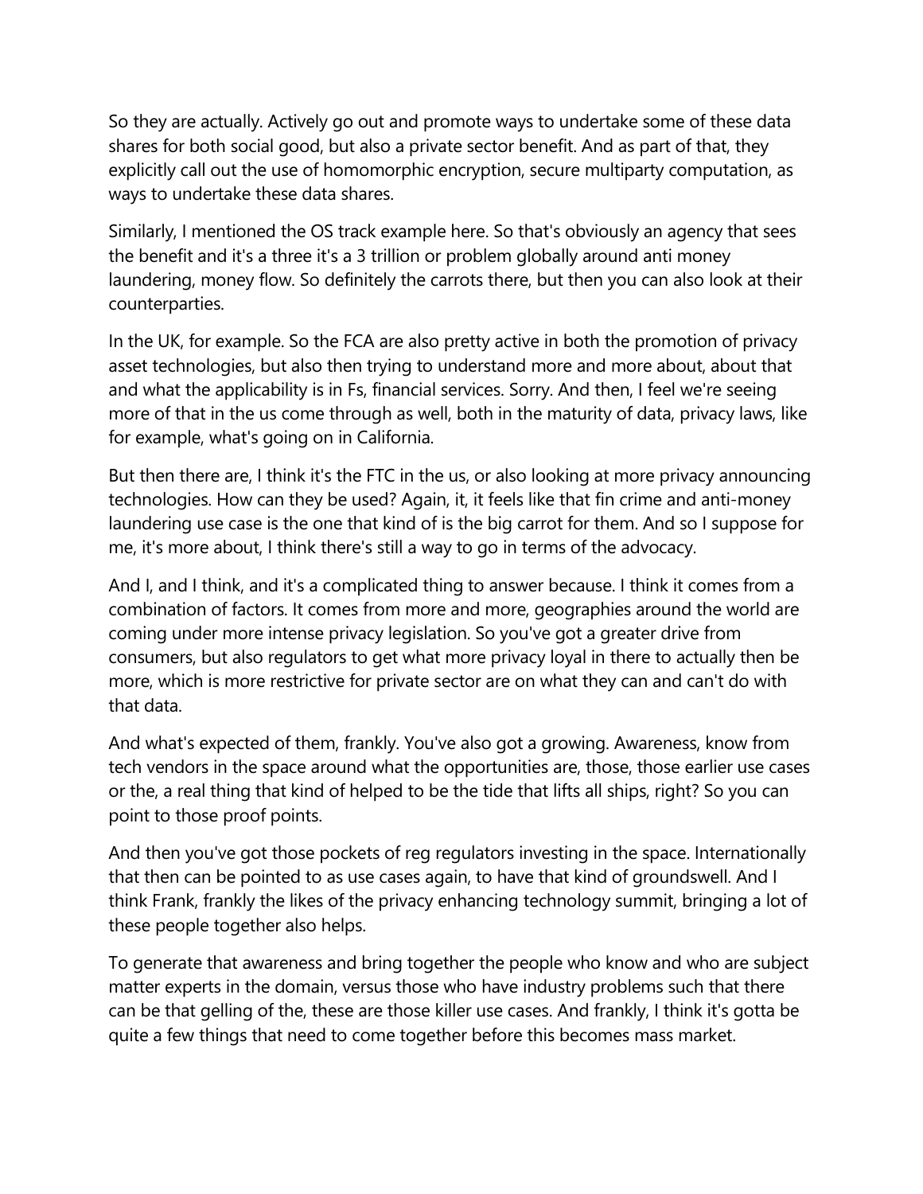So they are actually. Actively go out and promote ways to undertake some of these data shares for both social good, but also a private sector benefit. And as part of that, they explicitly call out the use of homomorphic encryption, secure multiparty computation, as ways to undertake these data shares.

Similarly, I mentioned the OS track example here. So that's obviously an agency that sees the benefit and it's a three it's a 3 trillion or problem globally around anti money laundering, money flow. So definitely the carrots there, but then you can also look at their counterparties.

In the UK, for example. So the FCA are also pretty active in both the promotion of privacy asset technologies, but also then trying to understand more and more about, about that and what the applicability is in Fs, financial services. Sorry. And then, I feel we're seeing more of that in the us come through as well, both in the maturity of data, privacy laws, like for example, what's going on in California.

But then there are, I think it's the FTC in the us, or also looking at more privacy announcing technologies. How can they be used? Again, it, it feels like that fin crime and anti-money laundering use case is the one that kind of is the big carrot for them. And so I suppose for me, it's more about, I think there's still a way to go in terms of the advocacy.

And I, and I think, and it's a complicated thing to answer because. I think it comes from a combination of factors. It comes from more and more, geographies around the world are coming under more intense privacy legislation. So you've got a greater drive from consumers, but also regulators to get what more privacy loyal in there to actually then be more, which is more restrictive for private sector are on what they can and can't do with that data.

And what's expected of them, frankly. You've also got a growing. Awareness, know from tech vendors in the space around what the opportunities are, those, those earlier use cases or the, a real thing that kind of helped to be the tide that lifts all ships, right? So you can point to those proof points.

And then you've got those pockets of reg regulators investing in the space. Internationally that then can be pointed to as use cases again, to have that kind of groundswell. And I think Frank, frankly the likes of the privacy enhancing technology summit, bringing a lot of these people together also helps.

To generate that awareness and bring together the people who know and who are subject matter experts in the domain, versus those who have industry problems such that there can be that gelling of the, these are those killer use cases. And frankly, I think it's gotta be quite a few things that need to come together before this becomes mass market.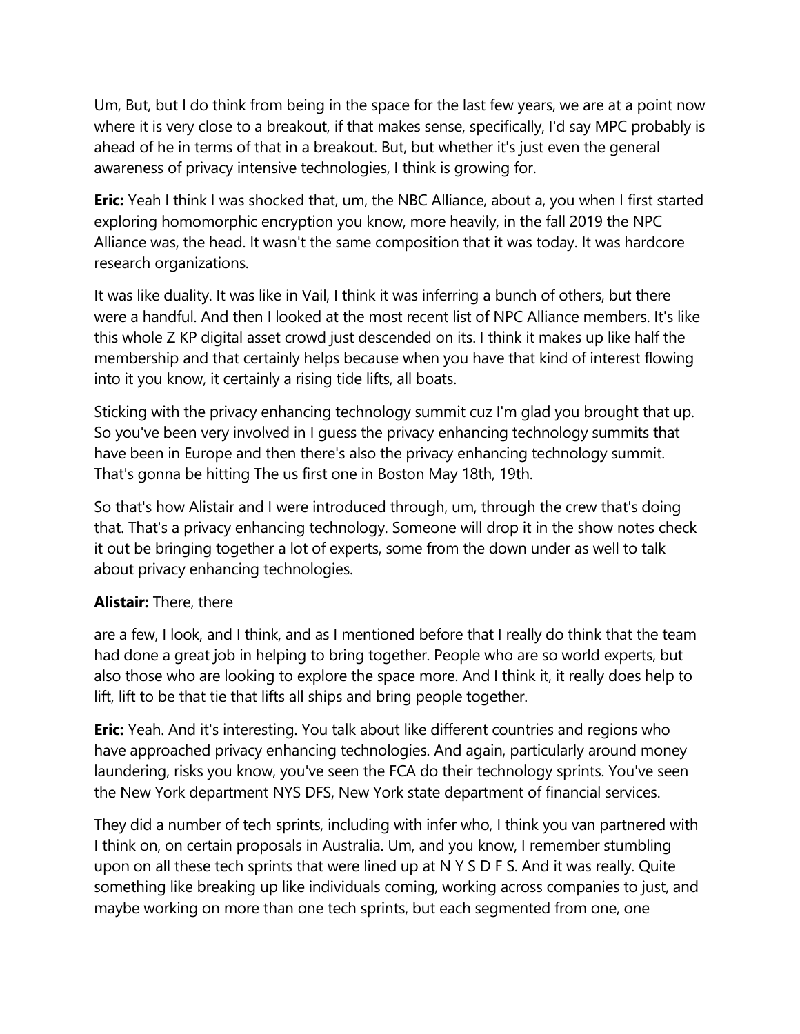Um, But, but I do think from being in the space for the last few years, we are at a point now where it is very close to a breakout, if that makes sense, specifically, I'd say MPC probably is ahead of he in terms of that in a breakout. But, but whether it's just even the general awareness of privacy intensive technologies, I think is growing for.

**Eric:** Yeah I think I was shocked that, um, the NBC Alliance, about a, you when I first started exploring homomorphic encryption you know, more heavily, in the fall 2019 the NPC Alliance was, the head. It wasn't the same composition that it was today. It was hardcore research organizations.

It was like duality. It was like in Vail, I think it was inferring a bunch of others, but there were a handful. And then I looked at the most recent list of NPC Alliance members. It's like this whole Z KP digital asset crowd just descended on its. I think it makes up like half the membership and that certainly helps because when you have that kind of interest flowing into it you know, it certainly a rising tide lifts, all boats.

Sticking with the privacy enhancing technology summit cuz I'm glad you brought that up. So you've been very involved in I guess the privacy enhancing technology summits that have been in Europe and then there's also the privacy enhancing technology summit. That's gonna be hitting The us first one in Boston May 18th, 19th.

So that's how Alistair and I were introduced through, um, through the crew that's doing that. That's a privacy enhancing technology. Someone will drop it in the show notes check it out be bringing together a lot of experts, some from the down under as well to talk about privacy enhancing technologies.

**Alistair:** There, there

are a few, I look, and I think, and as I mentioned before that I really do think that the team had done a great job in helping to bring together. People who are so world experts, but also those who are looking to explore the space more. And I think it, it really does help to lift, lift to be that tie that lifts all ships and bring people together.

**Eric:** Yeah. And it's interesting. You talk about like different countries and regions who have approached privacy enhancing technologies. And again, particularly around money laundering, risks you know, you've seen the FCA do their technology sprints. You've seen the New York department NYS DFS, New York state department of financial services.

They did a number of tech sprints, including with infer who, I think you van partnered with I think on, on certain proposals in Australia. Um, and you know, I remember stumbling upon on all these tech sprints that were lined up at N Y S D F S. And it was really. Quite something like breaking up like individuals coming, working across companies to just, and maybe working on more than one tech sprints, but each segmented from one, one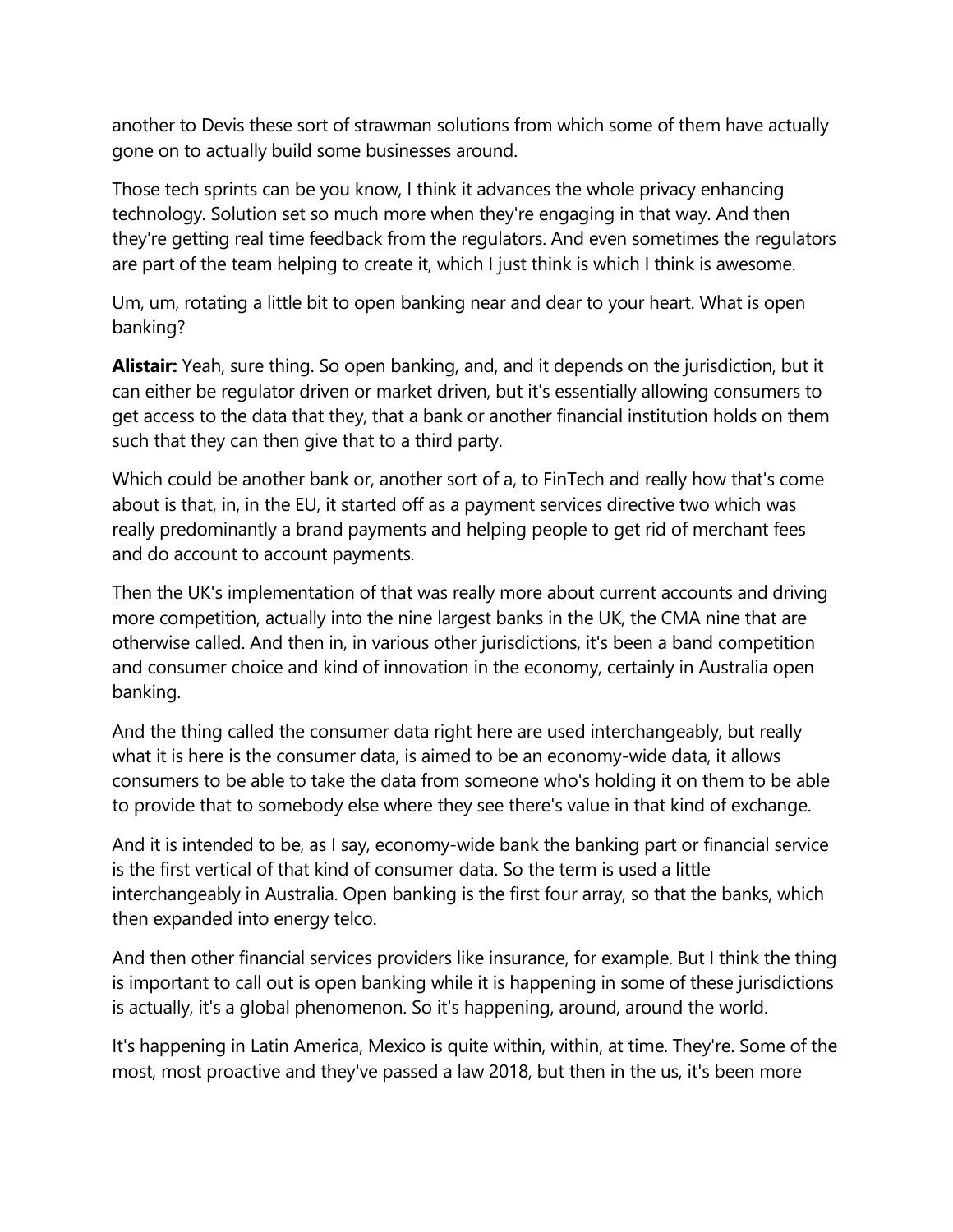another to Devis these sort of strawman solutions from which some of them have actually gone on to actually build some businesses around.

Those tech sprints can be you know, I think it advances the whole privacy enhancing technology. Solution set so much more when they're engaging in that way. And then they're getting real time feedback from the regulators. And even sometimes the regulators are part of the team helping to create it, which I just think is which I think is awesome.

Um, um, rotating a little bit to open banking near and dear to your heart. What is open banking?

**Alistair:** Yeah, sure thing. So open banking, and, and it depends on the jurisdiction, but it can either be regulator driven or market driven, but it's essentially allowing consumers to get access to the data that they, that a bank or another financial institution holds on them such that they can then give that to a third party.

Which could be another bank or, another sort of a, to FinTech and really how that's come about is that, in, in the EU, it started off as a payment services directive two which was really predominantly a brand payments and helping people to get rid of merchant fees and do account to account payments.

Then the UK's implementation of that was really more about current accounts and driving more competition, actually into the nine largest banks in the UK, the CMA nine that are otherwise called. And then in, in various other jurisdictions, it's been a band competition and consumer choice and kind of innovation in the economy, certainly in Australia open banking.

And the thing called the consumer data right here are used interchangeably, but really what it is here is the consumer data, is aimed to be an economy-wide data, it allows consumers to be able to take the data from someone who's holding it on them to be able to provide that to somebody else where they see there's value in that kind of exchange.

And it is intended to be, as I say, economy-wide bank the banking part or financial service is the first vertical of that kind of consumer data. So the term is used a little interchangeably in Australia. Open banking is the first four array, so that the banks, which then expanded into energy telco.

And then other financial services providers like insurance, for example. But I think the thing is important to call out is open banking while it is happening in some of these jurisdictions is actually, it's a global phenomenon. So it's happening, around, around the world.

It's happening in Latin America, Mexico is quite within, within, at time. They're. Some of the most, most proactive and they've passed a law 2018, but then in the us, it's been more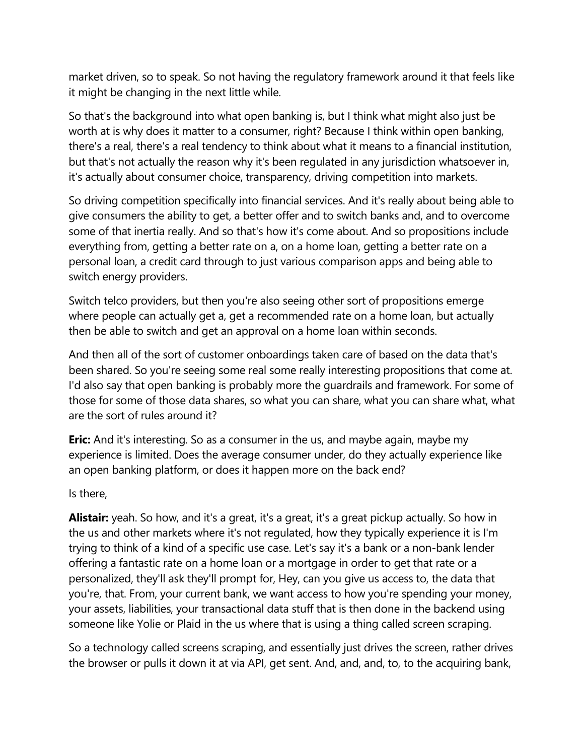market driven, so to speak. So not having the regulatory framework around it that feels like it might be changing in the next little while.

So that's the background into what open banking is, but I think what might also just be worth at is why does it matter to a consumer, right? Because I think within open banking, there's a real, there's a real tendency to think about what it means to a financial institution, but that's not actually the reason why it's been regulated in any jurisdiction whatsoever in, it's actually about consumer choice, transparency, driving competition into markets.

So driving competition specifically into financial services. And it's really about being able to give consumers the ability to get, a better offer and to switch banks and, and to overcome some of that inertia really. And so that's how it's come about. And so propositions include everything from, getting a better rate on a, on a home loan, getting a better rate on a personal loan, a credit card through to just various comparison apps and being able to switch energy providers.

Switch telco providers, but then you're also seeing other sort of propositions emerge where people can actually get a, get a recommended rate on a home loan, but actually then be able to switch and get an approval on a home loan within seconds.

And then all of the sort of customer onboardings taken care of based on the data that's been shared. So you're seeing some real some really interesting propositions that come at. I'd also say that open banking is probably more the guardrails and framework. For some of those for some of those data shares, so what you can share, what you can share what, what are the sort of rules around it?

**Eric:** And it's interesting. So as a consumer in the us, and maybe again, maybe my experience is limited. Does the average consumer under, do they actually experience like an open banking platform, or does it happen more on the back end?

Is there,

**Alistair:** yeah. So how, and it's a great, it's a great, it's a great pickup actually. So how in the us and other markets where it's not regulated, how they typically experience it is I'm trying to think of a kind of a specific use case. Let's say it's a bank or a non-bank lender offering a fantastic rate on a home loan or a mortgage in order to get that rate or a personalized, they'll ask they'll prompt for, Hey, can you give us access to, the data that you're, that. From, your current bank, we want access to how you're spending your money, your assets, liabilities, your transactional data stuff that is then done in the backend using someone like Yolie or Plaid in the us where that is using a thing called screen scraping.

So a technology called screens scraping, and essentially just drives the screen, rather drives the browser or pulls it down it at via API, get sent. And, and, and, to, to the acquiring bank,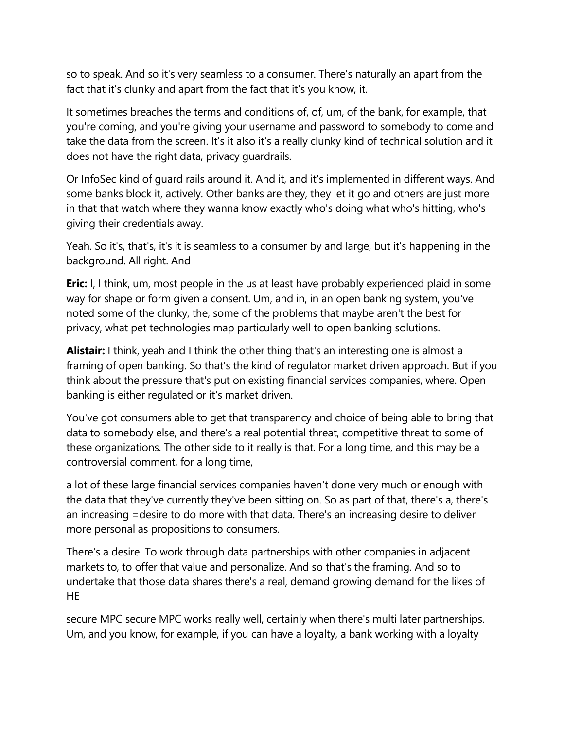so to speak. And so it's very seamless to a consumer. There's naturally an apart from the fact that it's clunky and apart from the fact that it's you know, it.

It sometimes breaches the terms and conditions of, of, um, of the bank, for example, that you're coming, and you're giving your username and password to somebody to come and take the data from the screen. It's it also it's a really clunky kind of technical solution and it does not have the right data, privacy guardrails.

Or InfoSec kind of guard rails around it. And it, and it's implemented in different ways. And some banks block it, actively. Other banks are they, they let it go and others are just more in that that watch where they wanna know exactly who's doing what who's hitting, who's giving their credentials away.

Yeah. So it's, that's, it's it is seamless to a consumer by and large, but it's happening in the background. All right. And

**Eric:** I, I think, um, most people in the us at least have probably experienced plaid in some way for shape or form given a consent. Um, and in, in an open banking system, you've noted some of the clunky, the, some of the problems that maybe aren't the best for privacy, what pet technologies map particularly well to open banking solutions.

**Alistair:** I think, yeah and I think the other thing that's an interesting one is almost a framing of open banking. So that's the kind of regulator market driven approach. But if you think about the pressure that's put on existing financial services companies, where. Open banking is either regulated or it's market driven.

You've got consumers able to get that transparency and choice of being able to bring that data to somebody else, and there's a real potential threat, competitive threat to some of these organizations. The other side to it really is that. For a long time, and this may be a controversial comment, for a long time,

a lot of these large financial services companies haven't done very much or enough with the data that they've currently they've been sitting on. So as part of that, there's a, there's an increasing =desire to do more with that data. There's an increasing desire to deliver more personal as propositions to consumers.

There's a desire. To work through data partnerships with other companies in adjacent markets to, to offer that value and personalize. And so that's the framing. And so to undertake that those data shares there's a real, demand growing demand for the likes of HE

secure MPC secure MPC works really well, certainly when there's multi later partnerships. Um, and you know, for example, if you can have a loyalty, a bank working with a loyalty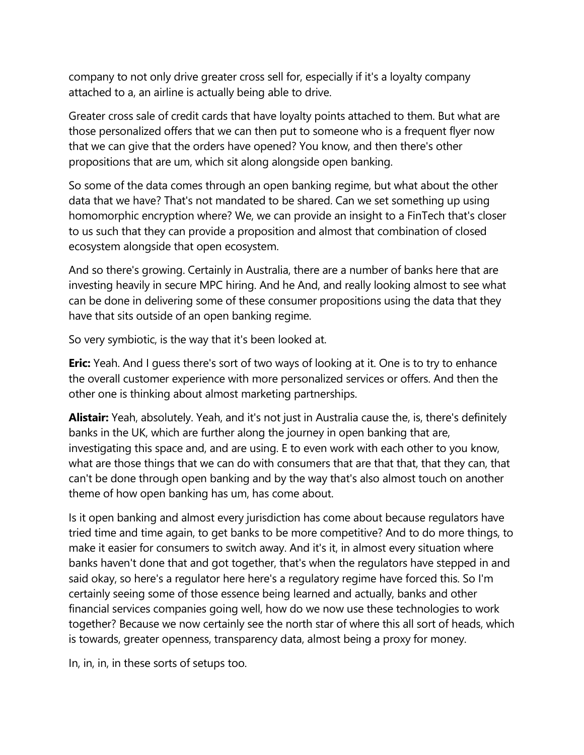company to not only drive greater cross sell for, especially if it's a loyalty company attached to a, an airline is actually being able to drive.

Greater cross sale of credit cards that have loyalty points attached to them. But what are those personalized offers that we can then put to someone who is a frequent flyer now that we can give that the orders have opened? You know, and then there's other propositions that are um, which sit along alongside open banking.

So some of the data comes through an open banking regime, but what about the other data that we have? That's not mandated to be shared. Can we set something up using homomorphic encryption where? We, we can provide an insight to a FinTech that's closer to us such that they can provide a proposition and almost that combination of closed ecosystem alongside that open ecosystem.

And so there's growing. Certainly in Australia, there are a number of banks here that are investing heavily in secure MPC hiring. And he And, and really looking almost to see what can be done in delivering some of these consumer propositions using the data that they have that sits outside of an open banking regime.

So very symbiotic, is the way that it's been looked at.

**Eric:** Yeah. And I guess there's sort of two ways of looking at it. One is to try to enhance the overall customer experience with more personalized services or offers. And then the other one is thinking about almost marketing partnerships.

**Alistair:** Yeah, absolutely. Yeah, and it's not just in Australia cause the, is, there's definitely banks in the UK, which are further along the journey in open banking that are, investigating this space and, and are using. E to even work with each other to you know, what are those things that we can do with consumers that are that that, that they can, that can't be done through open banking and by the way that's also almost touch on another theme of how open banking has um, has come about.

Is it open banking and almost every jurisdiction has come about because regulators have tried time and time again, to get banks to be more competitive? And to do more things, to make it easier for consumers to switch away. And it's it, in almost every situation where banks haven't done that and got together, that's when the regulators have stepped in and said okay, so here's a regulator here here's a regulatory regime have forced this. So I'm certainly seeing some of those essence being learned and actually, banks and other financial services companies going well, how do we now use these technologies to work together? Because we now certainly see the north star of where this all sort of heads, which is towards, greater openness, transparency data, almost being a proxy for money.

In, in, in, in these sorts of setups too.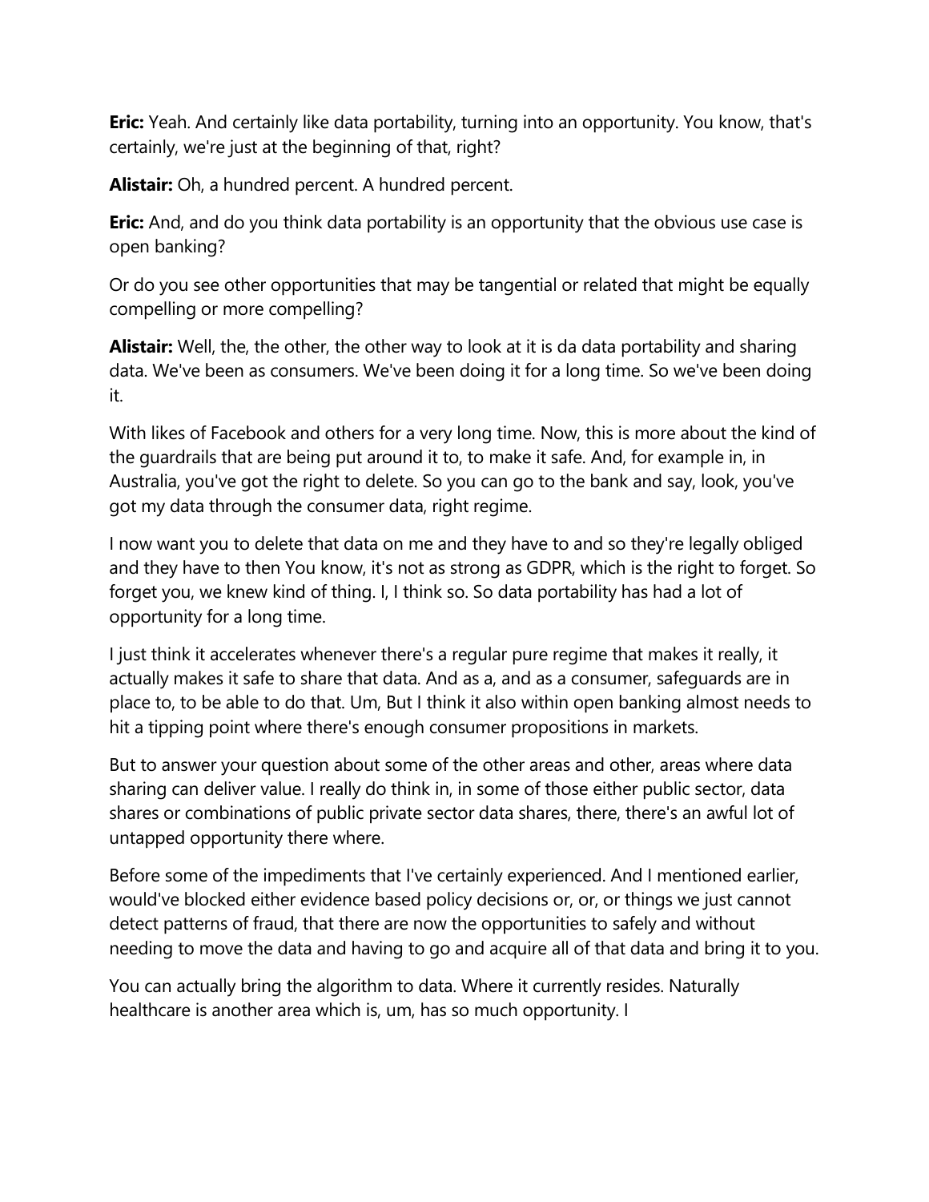**Eric:** Yeah. And certainly like data portability, turning into an opportunity. You know, that's certainly, we're just at the beginning of that, right?

**Alistair:** Oh, a hundred percent. A hundred percent.

**Eric:** And, and do you think data portability is an opportunity that the obvious use case is open banking?

Or do you see other opportunities that may be tangential or related that might be equally compelling or more compelling?

**Alistair:** Well, the, the other, the other way to look at it is da data portability and sharing data. We've been as consumers. We've been doing it for a long time. So we've been doing it.

With likes of Facebook and others for a very long time. Now, this is more about the kind of the guardrails that are being put around it to, to make it safe. And, for example in, in Australia, you've got the right to delete. So you can go to the bank and say, look, you've got my data through the consumer data, right regime.

I now want you to delete that data on me and they have to and so they're legally obliged and they have to then You know, it's not as strong as GDPR, which is the right to forget. So forget you, we knew kind of thing. I, I think so. So data portability has had a lot of opportunity for a long time.

I just think it accelerates whenever there's a regular pure regime that makes it really, it actually makes it safe to share that data. And as a, and as a consumer, safeguards are in place to, to be able to do that. Um, But I think it also within open banking almost needs to hit a tipping point where there's enough consumer propositions in markets.

But to answer your question about some of the other areas and other, areas where data sharing can deliver value. I really do think in, in some of those either public sector, data shares or combinations of public private sector data shares, there, there's an awful lot of untapped opportunity there where.

Before some of the impediments that I've certainly experienced. And I mentioned earlier, would've blocked either evidence based policy decisions or, or, or things we just cannot detect patterns of fraud, that there are now the opportunities to safely and without needing to move the data and having to go and acquire all of that data and bring it to you.

You can actually bring the algorithm to data. Where it currently resides. Naturally healthcare is another area which is, um, has so much opportunity. I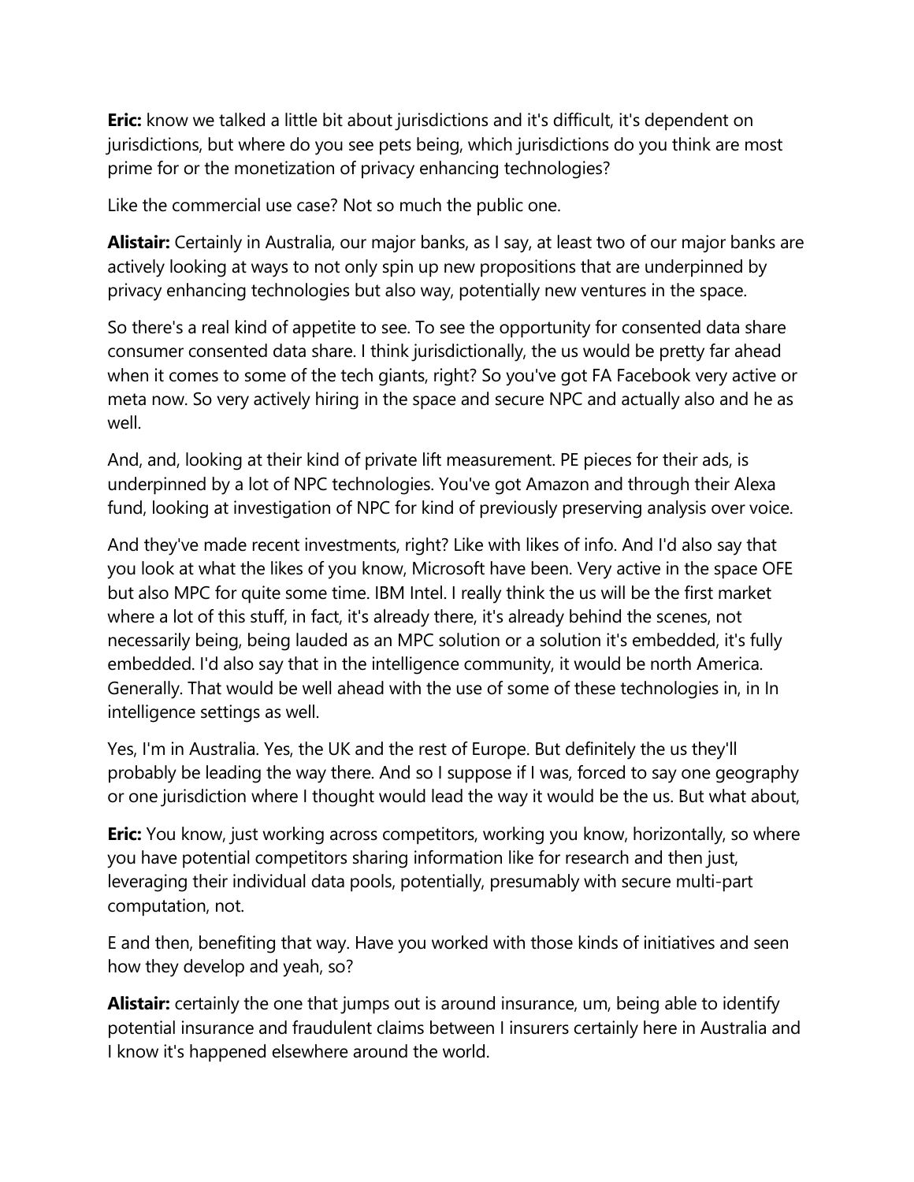**Eric:** know we talked a little bit about jurisdictions and it's difficult, it's dependent on jurisdictions, but where do you see pets being, which jurisdictions do you think are most prime for or the monetization of privacy enhancing technologies?

Like the commercial use case? Not so much the public one.

**Alistair:** Certainly in Australia, our major banks, as I say, at least two of our major banks are actively looking at ways to not only spin up new propositions that are underpinned by privacy enhancing technologies but also way, potentially new ventures in the space.

So there's a real kind of appetite to see. To see the opportunity for consented data share consumer consented data share. I think jurisdictionally, the us would be pretty far ahead when it comes to some of the tech giants, right? So you've got FA Facebook very active or meta now. So very actively hiring in the space and secure NPC and actually also and he as well.

And, and, looking at their kind of private lift measurement. PE pieces for their ads, is underpinned by a lot of NPC technologies. You've got Amazon and through their Alexa fund, looking at investigation of NPC for kind of previously preserving analysis over voice.

And they've made recent investments, right? Like with likes of info. And I'd also say that you look at what the likes of you know, Microsoft have been. Very active in the space OFE but also MPC for quite some time. IBM Intel. I really think the us will be the first market where a lot of this stuff, in fact, it's already there, it's already behind the scenes, not necessarily being, being lauded as an MPC solution or a solution it's embedded, it's fully embedded. I'd also say that in the intelligence community, it would be north America. Generally. That would be well ahead with the use of some of these technologies in, in In intelligence settings as well.

Yes, I'm in Australia. Yes, the UK and the rest of Europe. But definitely the us they'll probably be leading the way there. And so I suppose if I was, forced to say one geography or one jurisdiction where I thought would lead the way it would be the us. But what about,

**Eric:** You know, just working across competitors, working you know, horizontally, so where you have potential competitors sharing information like for research and then just, leveraging their individual data pools, potentially, presumably with secure multi-part computation, not.

E and then, benefiting that way. Have you worked with those kinds of initiatives and seen how they develop and yeah, so?

**Alistair:** certainly the one that jumps out is around insurance, um, being able to identify potential insurance and fraudulent claims between I insurers certainly here in Australia and I know it's happened elsewhere around the world.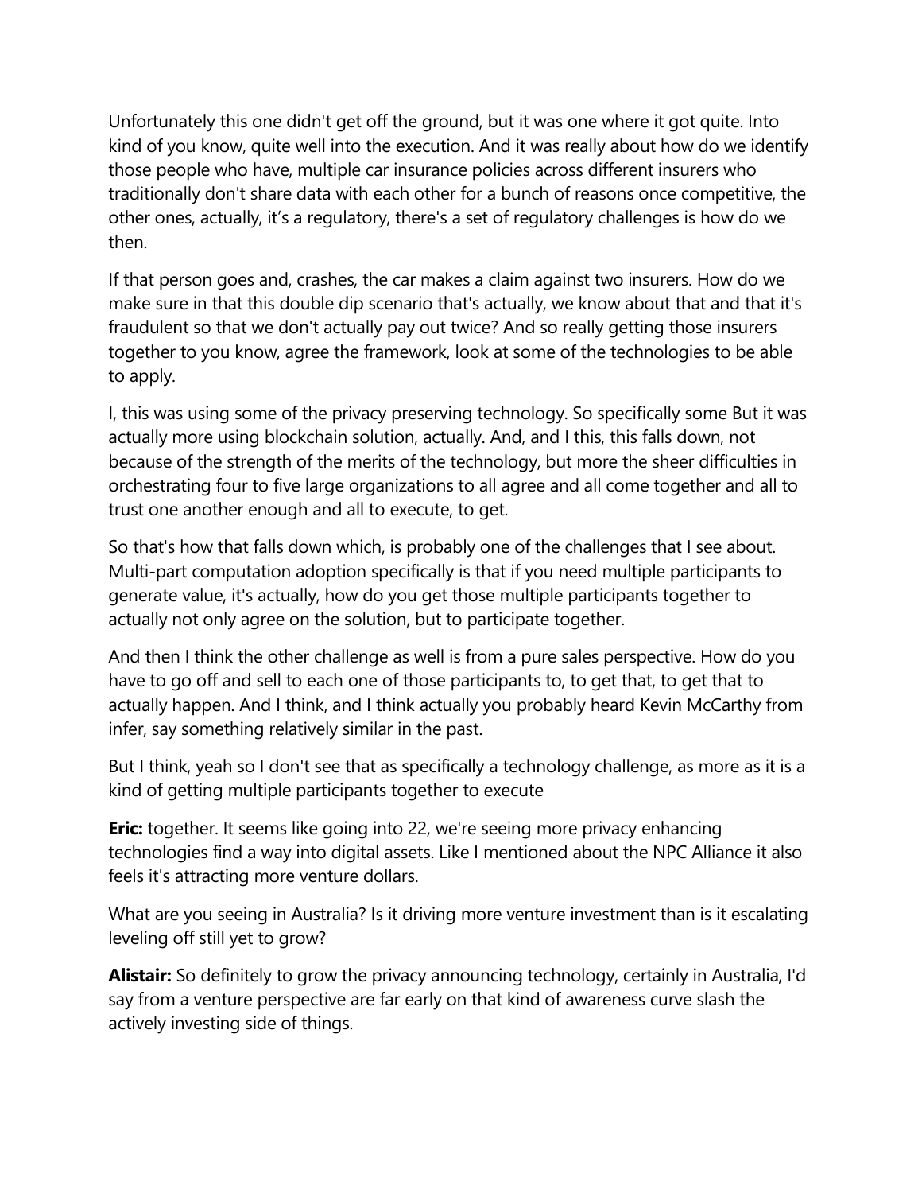Unfortunately this one didn't get off the ground, but it was one where it got quite. Into kind of you know, quite well into the execution. And it was really about how do we identify those people who have, multiple car insurance policies across different insurers who traditionally don't share data with each other for a bunch of reasons once competitive, the other ones, actually, it's a regulatory, there's a set of regulatory challenges is how do we then.

If that person goes and, crashes, the car makes a claim against two insurers. How do we make sure in that this double dip scenario that's actually, we know about that and that it's fraudulent so that we don't actually pay out twice? And so really getting those insurers together to you know, agree the framework, look at some of the technologies to be able to apply.

I, this was using some of the privacy preserving technology. So specifically some But it was actually more using blockchain solution, actually. And, and I this, this falls down, not because of the strength of the merits of the technology, but more the sheer difficulties in orchestrating four to five large organizations to all agree and all come together and all to trust one another enough and all to execute, to get.

So that's how that falls down which, is probably one of the challenges that I see about. Multi-part computation adoption specifically is that if you need multiple participants to generate value, it's actually, how do you get those multiple participants together to actually not only agree on the solution, but to participate together.

And then I think the other challenge as well is from a pure sales perspective. How do you have to go off and sell to each one of those participants to, to get that, to get that to actually happen. And I think, and I think actually you probably heard Kevin McCarthy from infer, say something relatively similar in the past.

But I think, yeah so I don't see that as specifically a technology challenge, as more as it is a kind of getting multiple participants together to execute

**Eric:** together. It seems like going into 22, we're seeing more privacy enhancing technologies find a way into digital assets. Like I mentioned about the NPC Alliance it also feels it's attracting more venture dollars.

What are you seeing in Australia? Is it driving more venture investment than is it escalating leveling off still yet to grow?

**Alistair:** So definitely to grow the privacy announcing technology, certainly in Australia, I'd say from a venture perspective are far early on that kind of awareness curve slash the actively investing side of things.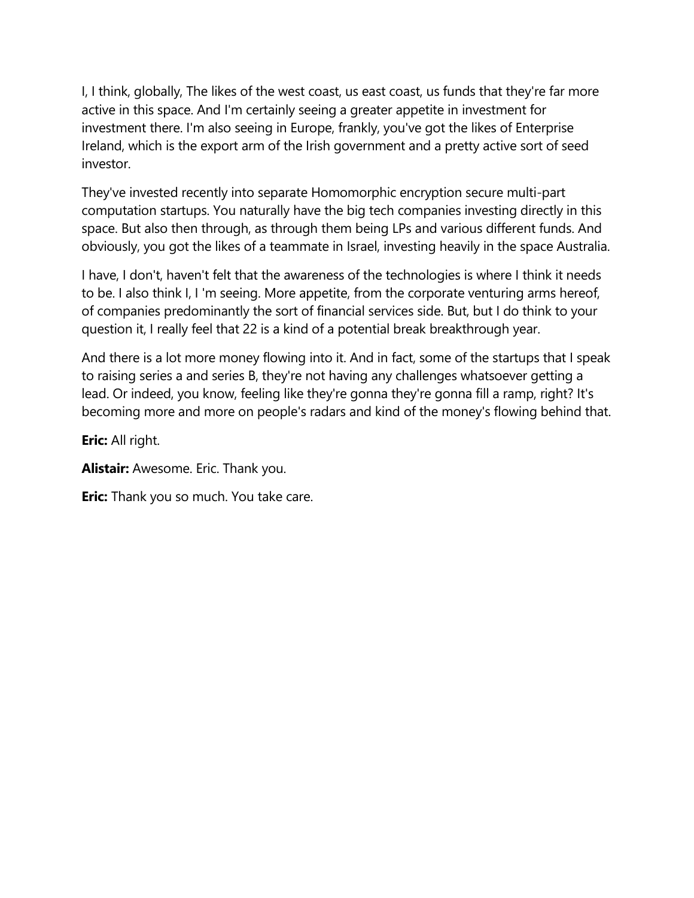I, I think, globally, The likes of the west coast, us east coast, us funds that they're far more active in this space. And I'm certainly seeing a greater appetite in investment for investment there. I'm also seeing in Europe, frankly, you've got the likes of Enterprise Ireland, which is the export arm of the Irish government and a pretty active sort of seed investor.

They've invested recently into separate Homomorphic encryption secure multi-part computation startups. You naturally have the big tech companies investing directly in this space. But also then through, as through them being LPs and various different funds. And obviously, you got the likes of a teammate in Israel, investing heavily in the space Australia.

I have, I don't, haven't felt that the awareness of the technologies is where I think it needs to be. I also think I, I 'm seeing. More appetite, from the corporate venturing arms hereof, of companies predominantly the sort of financial services side. But, but I do think to your question it, I really feel that 22 is a kind of a potential break breakthrough year.

And there is a lot more money flowing into it. And in fact, some of the startups that I speak to raising series a and series B, they're not having any challenges whatsoever getting a lead. Or indeed, you know, feeling like they're gonna they're gonna fill a ramp, right? It's becoming more and more on people's radars and kind of the money's flowing behind that.

**Eric:** All right.

**Alistair:** Awesome. Eric. Thank you.

**Eric:** Thank you so much. You take care.